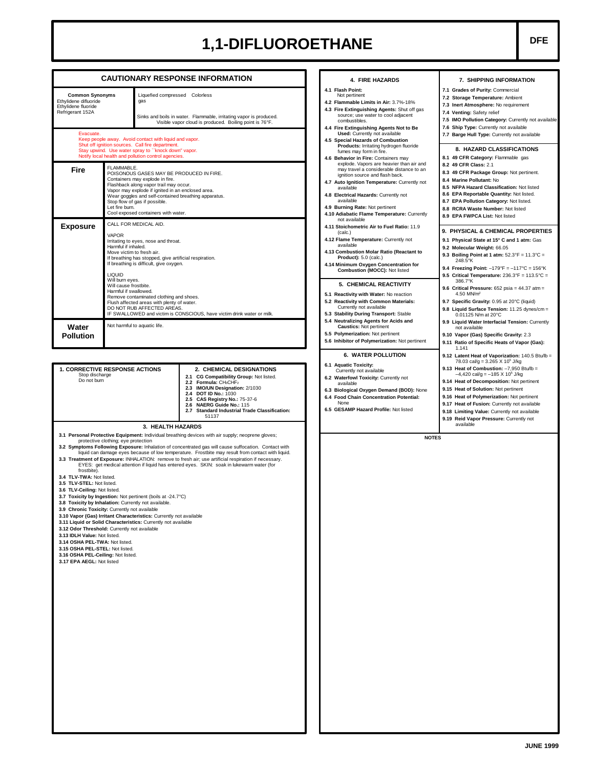# 1,1-DIFLUOROETHANE

**DFE**

## CAUTIONARY RESPONSE INFORMATION

| **Common Synonyms** | Liquefied compressed gas | Colorless |
|---|---|---|
| Ethylidene difluoride<br>Ethylidene fluoride<br>Refrigerant 152A | Sinks and boils in water. Flammable, irritating vapor is produced. Visible vapor cloud is produced. Boiling point is 76°F. | |

Evacuate.
Keep people away. Avoid contact with liquid and vapor.
Shut off ignition sources. Call fire department.
Stay upwind. Use water spray to ``knock down'' vapor.
Notify local health and pollution control agencies.

| | |
|---|---|
| **Fire** | FLAMMABLE.<br>POISONOUS GASES MAY BE PRODUCED IN FIRE.<br>Containers may explode in fire.<br>Flashback along vapor trail may occur.<br>Vapor may explode if ignited in an enclosed area.<br>Wear goggles and self-contained breathing apparatus.<br>Stop flow of gas if possible.<br>Let fire burn.<br>Cool exposed containers with water. |
| **Exposure** | CALL FOR MEDICAL AID.<br><br>VAPOR<br>Irritating to eyes, nose and throat.<br>Harmful if inhaled.<br>Move victim to fresh air.<br>If breathing has stopped, give artificial respiration.<br>If breathing is difficult, give oxygen.<br><br>LIQUID<br>Will burn eyes.<br>Will cause frostbite.<br>Harmful if swallowed.<br>Remove contaminated clothing and shoes.<br>Flush affected areas with plenty of water.<br>DO NOT RUB AFFECTED AREAS.<br>IF SWALLOWED and victim is CONSCIOUS, have victim drink water or milk. |
| **Water Pollution** | Not harmful to aquatic life. |

### 1. CORRECTIVE RESPONSE ACTIONS
Stop discharge
Do not burn

### 2. CHEMICAL DESIGNATIONS
**2.1 CG Compatibility Group:** Not listed.
**2.2 Formula:** $CH_3CHF_2$
**2.3 IMO/UN Designation:** 2/1030
**2.4 DOT ID No.:** 1030
**2.5 CAS Registry No.:** 75-37-6
**2.6 NAERG Guide No.:** 115
**2.7 Standard Industrial Trade Classification:** 51137

### 3. HEALTH HAZARDS
**3.1 Personal Protective Equipment:** Individual breathing devices with air supply; neoprene gloves; protective clothing; eye protection
**3.2 Symptoms Following Exposure:** Inhalation of concentrated gas will cause suffocation. Contact with liquid can damage eyes because of low temperature. Frostbite may result from contact with liquid.
**3.3 Treatment of Exposure:** INHALATION: remove to fresh air; use artificial respiration if necessary. EYES: get medical attention if liquid has entered eyes. SKIN: soak in lukewarm water (for frostbite).
**3.4 TLV-TWA:** Not listed.
**3.5 TLV-STEL:** Not listed.
**3.6 TLV-Ceiling:** Not listed.
**3.7 Toxicity by Ingestion:** Not pertinent (boils at -24.7°C)
**3.8 Toxicity by Inhalation:** Currently not available.
**3.9 Chronic Toxicity:** Currently not available
**3.10 Vapor (Gas) Irritant Characteristics:** Currently not available
**3.11 Liquid or Solid Characteristics:** Currently not available
**3.12 Odor Threshold:** Currently not available
**3.13 IDLH Value:** Not listed.
**3.14 OSHA PEL-TWA:** Not listed.
**3.15 OSHA PEL-STEL:** Not listed.
**3.16 OSHA PEL-Ceiling:** Not listed.
**3.17 EPA AEGL:** Not listed

### 4. FIRE HAZARDS
**4.1 Flash Point:** Not pertinent
**4.2 Flammable Limits in Air:** 3.7%-18%
**4.3 Fire Extinguishing Agents:** Shut off gas source; use water to cool adjacent combustibles.
**4.4 Fire Extinguishing Agents Not to Be Used:** Currently not available
**4.5 Special Hazards of Combustion Products:** Irritating hydrogen fluoride fumes may form in fire.
**4.6 Behavior in Fire:** Containers may explode. Vapors are heavier than air and may travel a considerable distance to an ignition source and flash back.
**4.7 Auto Ignition Temperature:** Currently not available
**4.8 Electrical Hazards:** Currently not available
**4.9 Burning Rate:** Not pertinent
**4.10 Adiabatic Flame Temperature:** Currently not available
**4.11 Stoichometric Air to Fuel Ratio:** 11.9 (calc.)
**4.12 Flame Temperature:** Currently not available
**4.13 Combustion Molar Ratio (Reactant to Product):** 5.0 (calc.)
**4.14 Minimum Oxygen Concentration for Combustion (MOCC):** Not listed

### 5. CHEMICAL REACTIVITY
**5.1 Reactivity with Water:** No reaction
**5.2 Reactivity with Common Materials:** Currently not available
**5.3 Stability During Transport:** Stable
**5.4 Neutralizing Agents for Acids and Caustics:** Not pertinent
**5.5 Polymerization:** Not pertinent
**5.6 Inhibitor of Polymerization:** Not pertinent

### 6. WATER POLLUTION
**6.1 Aquatic Toxicity:** Currently not available
**6.2 Waterfowl Toxicity:** Currently not available
**6.3 Biological Oxygen Demand (BOD):** None
**6.4 Food Chain Concentration Potential:** None
**6.5 GESAMP Hazard Profile:** Not listed

### 7. SHIPPING INFORMATION
**7.1 Grades of Purity:** Commercial
**7.2 Storage Temperature:** Ambient
**7.3 Inert Atmosphere:** No requirement
**7.4 Venting:** Safety relief
**7.5 IMO Pollution Category:** Currently not available
**7.6 Ship Type:** Currently not available
**7.7 Barge Hull Type:** Currently not available

### 8. HAZARD CLASSIFICATIONS
**8.1 49 CFR Category:** Flammable gas
**8.2 49 CFR Class:** 2.1
**8.3 49 CFR Package Group:** Not pertinent.
**8.4 Marine Pollutant:** No
**8.5 NFPA Hazard Classification:** Not listed
**8.6 EPA Reportable Quantity:** Not listed.
**8.7 EPA Pollution Category:** Not listed.
**8.8 RCRA Waste Number:** Not listed
**8.9 EPA FWPCA List:** Not listed

### 9. PHYSICAL & CHEMICAL PROPERTIES
**9.1 Physical State at 15° C and 1 atm:** Gas
**9.2 Molecular Weight:** 66.05
**9.3 Boiling Point at 1 atm:** 52.3°F = 11.3°C = 248.5°K
**9.4 Freezing Point:** –179°F = –117°C = 156°K
**9.5 Critical Temperature:** 236.3°F = 113.5°C = 386.7°K
**9.6 Critical Pressure:** 652 psia = 44.37 atm = 4.50 $MN/m^2$
**9.7 Specific Gravity:** 0.95 at 20°C (liquid)
**9.8 Liquid Surface Tension:** 11.25 dynes/cm = 0.01125 N/m at 20°C
**9.9 Liquid Water Interfacial Tension:** Currently not available
**9.10 Vapor (Gas) Specific Gravity:** 2.3
**9.11 Ratio of Specific Heats of Vapor (Gas):** 1.141
**9.12 Latent Heat of Vaporization:** 140.5 Btu/lb = 78.03 cal/g = $3.265 \times 10^5$ J/kg
**9.13 Heat of Combustion:** –7,950 Btu/lb = –4,420 cal/g = $-185 \times 10^5$ J/kg
**9.14 Heat of Decomposition:** Not pertinent
**9.15 Heat of Solution:** Not pertinent
**9.16 Heat of Polymerization:** Not pertinent
**9.17 Heat of Fusion:** Currently not available
**9.18 Limiting Value:** Currently not available
**9.19 Reid Vapor Pressure:** Currently not available

### NOTES

JUNE 1999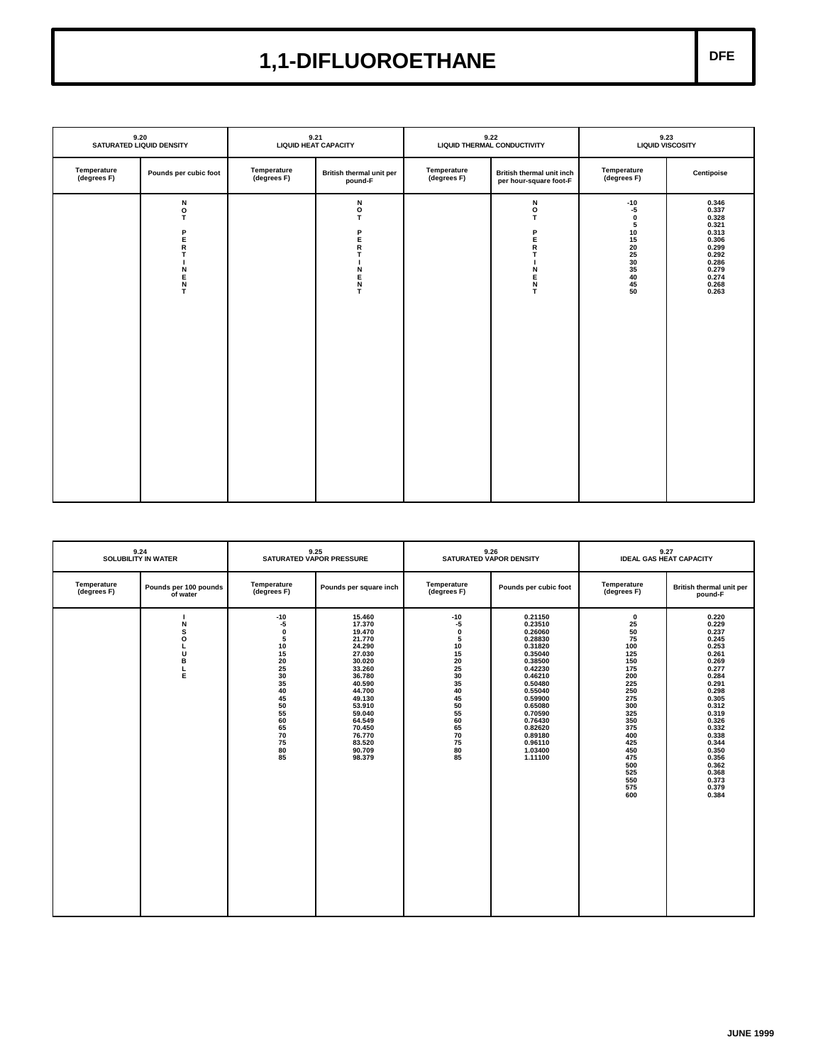# 1,1-DIFLUOROETHANE

DFE

| 9.20 SATURATED LIQUID DENSITY | | 9.21 LIQUID HEAT CAPACITY | | 9.22 LIQUID THERMAL CONDUCTIVITY | | 9.23 LIQUID VISCOSITY | |
|---|---|---|---|---|---|---|---|
| Temperature (degrees F) | Pounds per cubic foot | Temperature (degrees F) | British thermal unit per pound-F | Temperature (degrees F) | British thermal unit inch per hour-square foot-F | Temperature (degrees F) | Centipoise |
| | N O T P E R T I N E N T | | N O T P E R T I N E N T | | N O T P E R T I N E N T | -10 | 0.346 |
| | | | | | | -5 | 0.337 |
| | | | | | | 0 | 0.328 |
| | | | | | | 5 | 0.321 |
| | | | | | | 10 | 0.313 |
| | | | | | | 15 | 0.306 |
| | | | | | | 20 | 0.299 |
| | | | | | | 25 | 0.292 |
| | | | | | | 30 | 0.286 |
| | | | | | | 35 | 0.279 |
| | | | | | | 40 | 0.274 |
| | | | | | | 45 | 0.268 |
| | | | | | | 50 | 0.263 |

| 9.24 SOLUBILITY IN WATER | | 9.25 SATURATED VAPOR PRESSURE | | 9.26 SATURATED VAPOR DENSITY | | 9.27 IDEAL GAS HEAT CAPACITY | |
|---|---|---|---|---|---|---|---|
| Temperature (degrees F) | Pounds per 100 pounds of water | Temperature (degrees F) | Pounds per square inch | Temperature (degrees F) | Pounds per cubic foot | Temperature (degrees F) | British thermal unit per pound-F |
| | I N S O L U B L E | -10 | 15.460 | -10 | 0.21150 | 0 | 0.220 |
| | | -5 | 17.370 | -5 | 0.23510 | 25 | 0.229 |
| | | 0 | 19.470 | 0 | 0.26060 | 50 | 0.237 |
| | | 5 | 21.770 | 5 | 0.28830 | 75 | 0.245 |
| | | 10 | 24.290 | 10 | 0.31820 | 100 | 0.253 |
| | | 15 | 27.030 | 15 | 0.35040 | 125 | 0.261 |
| | | 20 | 30.020 | 20 | 0.38500 | 150 | 0.269 |
| | | 25 | 33.260 | 25 | 0.42230 | 175 | 0.277 |
| | | 30 | 36.780 | 30 | 0.46210 | 200 | 0.284 |
| | | 35 | 40.590 | 35 | 0.50480 | 225 | 0.291 |
| | | 40 | 44.700 | 40 | 0.55040 | 250 | 0.298 |
| | | 45 | 49.130 | 45 | 0.59900 | 275 | 0.305 |
| | | 50 | 53.910 | 50 | 0.65080 | 300 | 0.312 |
| | | 55 | 59.040 | 55 | 0.70590 | 325 | 0.319 |
| | | 60 | 64.549 | 60 | 0.76430 | 350 | 0.326 |
| | | 65 | 70.450 | 65 | 0.82620 | 375 | 0.332 |
| | | 70 | 76.770 | 70 | 0.89180 | 400 | 0.338 |
| | | 75 | 83.520 | 75 | 0.96110 | 425 | 0.344 |
| | | 80 | 90.709 | 80 | 1.03400 | 450 | 0.350 |
| | | 85 | 98.379 | 85 | 1.11100 | 475 | 0.356 |
| | | | | | | 500 | 0.362 |
| | | | | | | 525 | 0.368 |
| | | | | | | 550 | 0.373 |
| | | | | | | 575 | 0.379 |
| | | | | | | 600 | 0.384 |

JUNE 1999